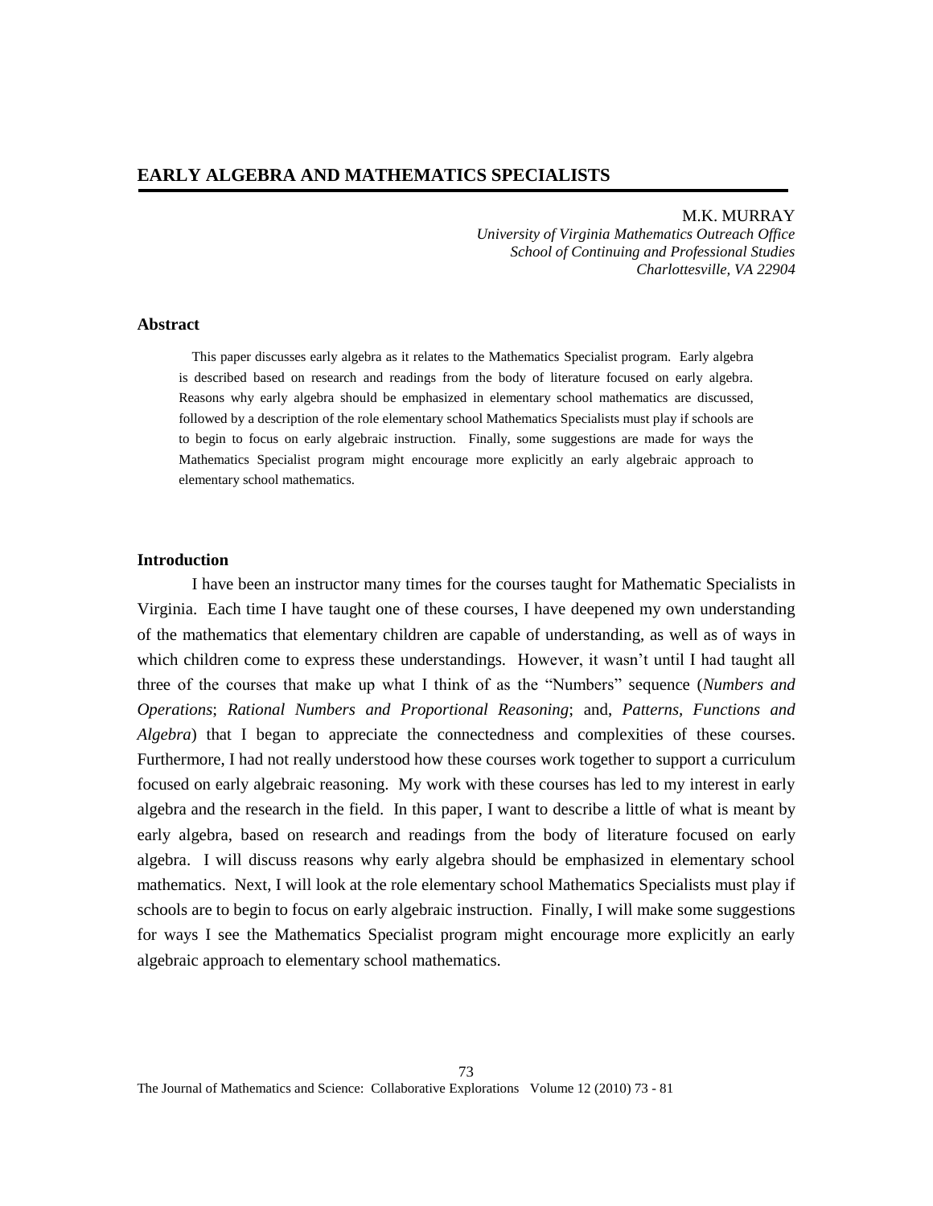# EARLY ALGEBRA AND MATHEMATICS SPECIALISTS

M.K. MURRAY
*University of Virginia Mathematics Outreach Office*
*School of Continuing and Professional Studies*
*Charlottesville, VA 22904*

## Abstract

This paper discusses early algebra as it relates to the Mathematics Specialist program. Early algebra is described based on research and readings from the body of literature focused on early algebra. Reasons why early algebra should be emphasized in elementary school mathematics are discussed, followed by a description of the role elementary school Mathematics Specialists must play if schools are to begin to focus on early algebraic instruction. Finally, some suggestions are made for ways the Mathematics Specialist program might encourage more explicitly an early algebraic approach to elementary school mathematics.

## Introduction

I have been an instructor many times for the courses taught for Mathematic Specialists in Virginia. Each time I have taught one of these courses, I have deepened my own understanding of the mathematics that elementary children are capable of understanding, as well as of ways in which children come to express these understandings. However, it wasn't until I had taught all three of the courses that make up what I think of as the "Numbers" sequence (*Numbers and Operations*; *Rational Numbers and Proportional Reasoning*; and, *Patterns, Functions and Algebra*) that I began to appreciate the connectedness and complexities of these courses. Furthermore, I had not really understood how these courses work together to support a curriculum focused on early algebraic reasoning. My work with these courses has led to my interest in early algebra and the research in the field. In this paper, I want to describe a little of what is meant by early algebra, based on research and readings from the body of literature focused on early algebra. I will discuss reasons why early algebra should be emphasized in elementary school mathematics. Next, I will look at the role elementary school Mathematics Specialists must play if schools are to begin to focus on early algebraic instruction. Finally, I will make some suggestions for ways I see the Mathematics Specialist program might encourage more explicitly an early algebraic approach to elementary school mathematics.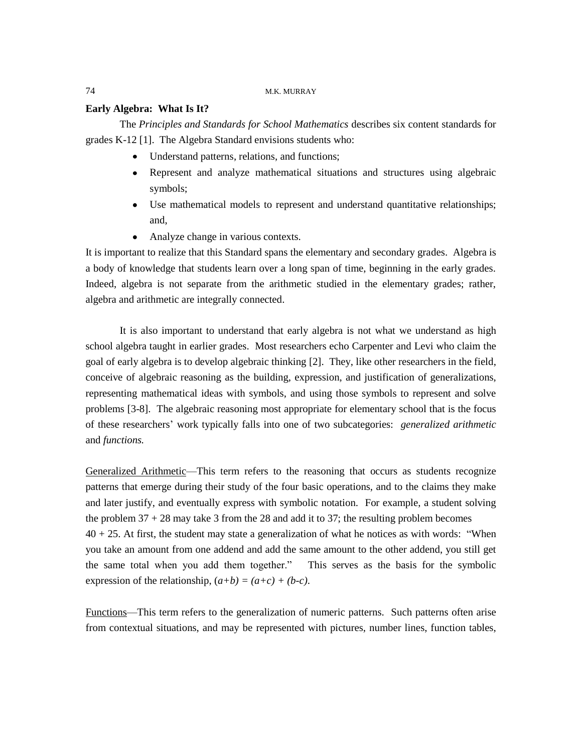## Early Algebra: What Is It?

The *Principles and Standards for School Mathematics* describes six content standards for grades K-12 [1]. The Algebra Standard envisions students who:

- Understand patterns, relations, and functions;
- Represent and analyze mathematical situations and structures using algebraic symbols;
- Use mathematical models to represent and understand quantitative relationships; and,
- Analyze change in various contexts.

It is important to realize that this Standard spans the elementary and secondary grades. Algebra is a body of knowledge that students learn over a long span of time, beginning in the early grades. Indeed, algebra is not separate from the arithmetic studied in the elementary grades; rather, algebra and arithmetic are integrally connected.

It is also important to understand that early algebra is not what we understand as high school algebra taught in earlier grades. Most researchers echo Carpenter and Levi who claim the goal of early algebra is to develop algebraic thinking [2]. They, like other researchers in the field, conceive of algebraic reasoning as the building, expression, and justification of generalizations, representing mathematical ideas with symbols, and using those symbols to represent and solve problems [3-8]. The algebraic reasoning most appropriate for elementary school that is the focus of these researchers' work typically falls into one of two subcategories: *generalized arithmetic* and *functions.*

Generalized Arithmetic—This term refers to the reasoning that occurs as students recognize patterns that emerge during their study of the four basic operations, and to the claims they make and later justify, and eventually express with symbolic notation. For example, a student solving the problem $37 + 28$ may take 3 from the 28 and add it to 37; the resulting problem becomes $40 + 25$. At first, the student may state a generalization of what he notices as with words: "When you take an amount from one addend and add the same amount to the other addend, you still get the same total when you add them together." This serves as the basis for the symbolic expression of the relationship, $(a+b) = (a+c) + (b-c)$.

Functions—This term refers to the generalization of numeric patterns. Such patterns often arise from contextual situations, and may be represented with pictures, number lines, function tables,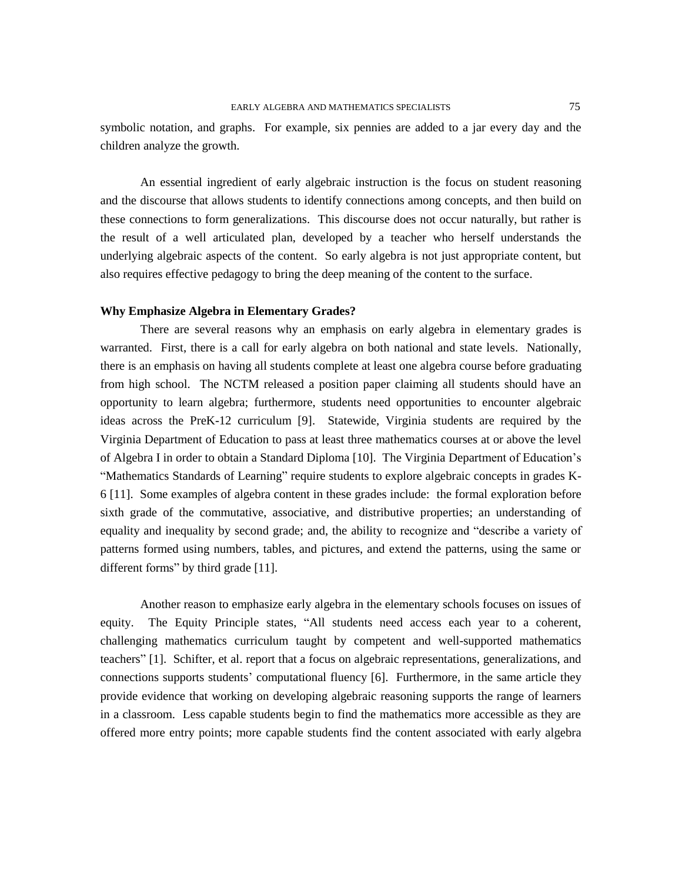symbolic notation, and graphs. For example, six pennies are added to a jar every day and the children analyze the growth.

An essential ingredient of early algebraic instruction is the focus on student reasoning and the discourse that allows students to identify connections among concepts, and then build on these connections to form generalizations. This discourse does not occur naturally, but rather is the result of a well articulated plan, developed by a teacher who herself understands the underlying algebraic aspects of the content. So early algebra is not just appropriate content, but also requires effective pedagogy to bring the deep meaning of the content to the surface.

**Why Emphasize Algebra in Elementary Grades?**

There are several reasons why an emphasis on early algebra in elementary grades is warranted. First, there is a call for early algebra on both national and state levels. Nationally, there is an emphasis on having all students complete at least one algebra course before graduating from high school. The NCTM released a position paper claiming all students should have an opportunity to learn algebra; furthermore, students need opportunities to encounter algebraic ideas across the PreK-12 curriculum [9]. Statewide, Virginia students are required by the Virginia Department of Education to pass at least three mathematics courses at or above the level of Algebra I in order to obtain a Standard Diploma [10]. The Virginia Department of Education's "Mathematics Standards of Learning" require students to explore algebraic concepts in grades K-6 [11]. Some examples of algebra content in these grades include: the formal exploration before sixth grade of the commutative, associative, and distributive properties; an understanding of equality and inequality by second grade; and, the ability to recognize and "describe a variety of patterns formed using numbers, tables, and pictures, and extend the patterns, using the same or different forms" by third grade [11].

Another reason to emphasize early algebra in the elementary schools focuses on issues of equity. The Equity Principle states, "All students need access each year to a coherent, challenging mathematics curriculum taught by competent and well-supported mathematics teachers" [1]. Schifter, et al. report that a focus on algebraic representations, generalizations, and connections supports students' computational fluency [6]. Furthermore, in the same article they provide evidence that working on developing algebraic reasoning supports the range of learners in a classroom. Less capable students begin to find the mathematics more accessible as they are offered more entry points; more capable students find the content associated with early algebra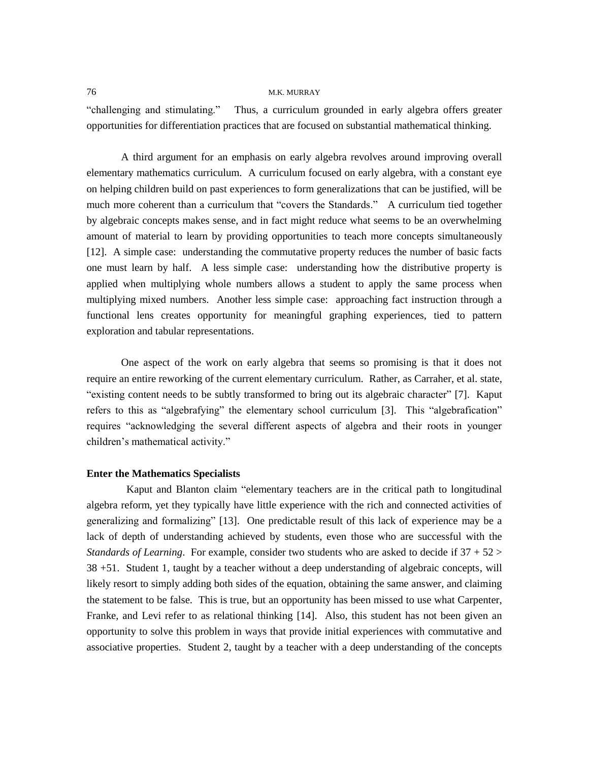"challenging and stimulating." Thus, a curriculum grounded in early algebra offers greater opportunities for differentiation practices that are focused on substantial mathematical thinking.

A third argument for an emphasis on early algebra revolves around improving overall elementary mathematics curriculum. A curriculum focused on early algebra, with a constant eye on helping children build on past experiences to form generalizations that can be justified, will be much more coherent than a curriculum that "covers the Standards." A curriculum tied together by algebraic concepts makes sense, and in fact might reduce what seems to be an overwhelming amount of material to learn by providing opportunities to teach more concepts simultaneously [12]. A simple case: understanding the commutative property reduces the number of basic facts one must learn by half. A less simple case: understanding how the distributive property is applied when multiplying whole numbers allows a student to apply the same process when multiplying mixed numbers. Another less simple case: approaching fact instruction through a functional lens creates opportunity for meaningful graphing experiences, tied to pattern exploration and tabular representations.

One aspect of the work on early algebra that seems so promising is that it does not require an entire reworking of the current elementary curriculum. Rather, as Carraher, et al. state, "existing content needs to be subtly transformed to bring out its algebraic character" [7]. Kaput refers to this as "algebrafying" the elementary school curriculum [3]. This "algebrafication" requires "acknowledging the several different aspects of algebra and their roots in younger children's mathematical activity."

**Enter the Mathematics Specialists**

Kaput and Blanton claim "elementary teachers are in the critical path to longitudinal algebra reform, yet they typically have little experience with the rich and connected activities of generalizing and formalizing" [13]. One predictable result of this lack of experience may be a lack of depth of understanding achieved by students, even those who are successful with the *Standards of Learning*. For example, consider two students who are asked to decide if $37 + 52 > 38 + 51$. Student 1, taught by a teacher without a deep understanding of algebraic concepts, will likely resort to simply adding both sides of the equation, obtaining the same answer, and claiming the statement to be false. This is true, but an opportunity has been missed to use what Carpenter, Franke, and Levi refer to as relational thinking [14]. Also, this student has not been given an opportunity to solve this problem in ways that provide initial experiences with commutative and associative properties. Student 2, taught by a teacher with a deep understanding of the concepts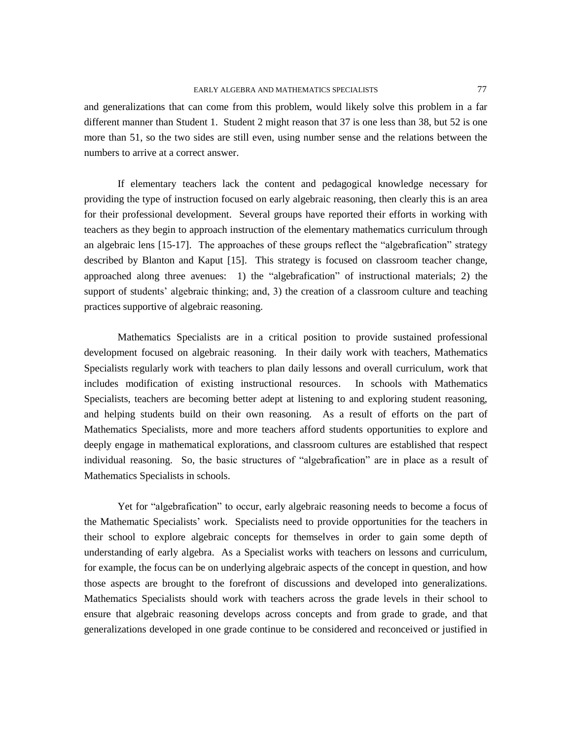and generalizations that can come from this problem, would likely solve this problem in a far different manner than Student 1. Student 2 might reason that 37 is one less than 38, but 52 is one more than 51, so the two sides are still even, using number sense and the relations between the numbers to arrive at a correct answer.

If elementary teachers lack the content and pedagogical knowledge necessary for providing the type of instruction focused on early algebraic reasoning, then clearly this is an area for their professional development. Several groups have reported their efforts in working with teachers as they begin to approach instruction of the elementary mathematics curriculum through an algebraic lens [15-17]. The approaches of these groups reflect the "algebrafication" strategy described by Blanton and Kaput [15]. This strategy is focused on classroom teacher change, approached along three avenues: 1) the "algebrafication" of instructional materials; 2) the support of students' algebraic thinking; and, 3) the creation of a classroom culture and teaching practices supportive of algebraic reasoning.

Mathematics Specialists are in a critical position to provide sustained professional development focused on algebraic reasoning. In their daily work with teachers, Mathematics Specialists regularly work with teachers to plan daily lessons and overall curriculum, work that includes modification of existing instructional resources. In schools with Mathematics Specialists, teachers are becoming better adept at listening to and exploring student reasoning, and helping students build on their own reasoning. As a result of efforts on the part of Mathematics Specialists, more and more teachers afford students opportunities to explore and deeply engage in mathematical explorations, and classroom cultures are established that respect individual reasoning. So, the basic structures of "algebrafication" are in place as a result of Mathematics Specialists in schools.

Yet for "algebrafication" to occur, early algebraic reasoning needs to become a focus of the Mathematic Specialists' work. Specialists need to provide opportunities for the teachers in their school to explore algebraic concepts for themselves in order to gain some depth of understanding of early algebra. As a Specialist works with teachers on lessons and curriculum, for example, the focus can be on underlying algebraic aspects of the concept in question, and how those aspects are brought to the forefront of discussions and developed into generalizations. Mathematics Specialists should work with teachers across the grade levels in their school to ensure that algebraic reasoning develops across concepts and from grade to grade, and that generalizations developed in one grade continue to be considered and reconceived or justified in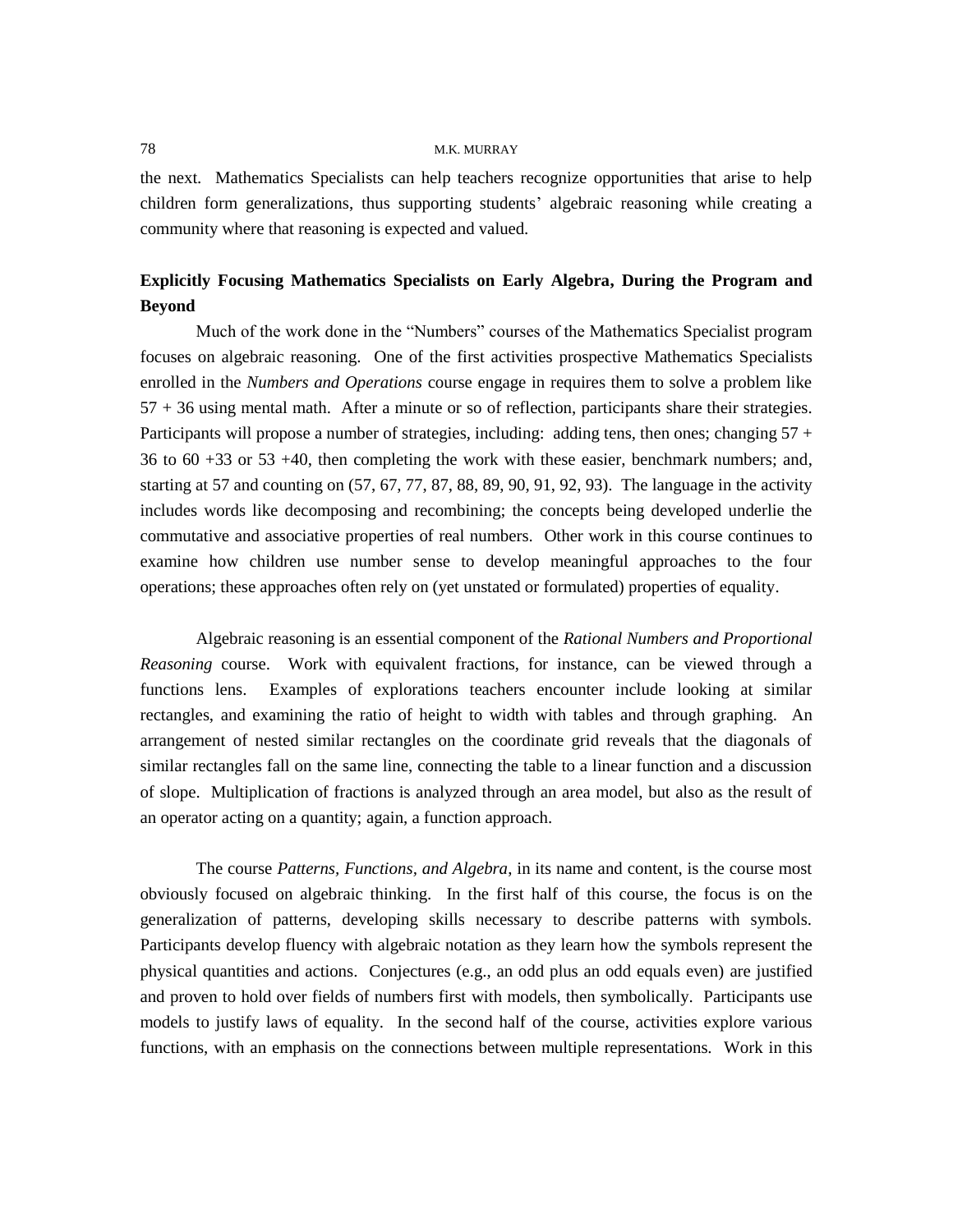the next. Mathematics Specialists can help teachers recognize opportunities that arise to help children form generalizations, thus supporting students' algebraic reasoning while creating a community where that reasoning is expected and valued.

## Explicitly Focusing Mathematics Specialists on Early Algebra, During the Program and Beyond

Much of the work done in the "Numbers" courses of the Mathematics Specialist program focuses on algebraic reasoning. One of the first activities prospective Mathematics Specialists enrolled in the *Numbers and Operations* course engage in requires them to solve a problem like 57 + 36 using mental math. After a minute or so of reflection, participants share their strategies. Participants will propose a number of strategies, including: adding tens, then ones; changing 57 + 36 to 60 +33 or 53 +40, then completing the work with these easier, benchmark numbers; and, starting at 57 and counting on (57, 67, 77, 87, 88, 89, 90, 91, 92, 93). The language in the activity includes words like decomposing and recombining; the concepts being developed underlie the commutative and associative properties of real numbers. Other work in this course continues to examine how children use number sense to develop meaningful approaches to the four operations; these approaches often rely on (yet unstated or formulated) properties of equality.

Algebraic reasoning is an essential component of the *Rational Numbers and Proportional Reasoning* course. Work with equivalent fractions, for instance, can be viewed through a functions lens. Examples of explorations teachers encounter include looking at similar rectangles, and examining the ratio of height to width with tables and through graphing. An arrangement of nested similar rectangles on the coordinate grid reveals that the diagonals of similar rectangles fall on the same line, connecting the table to a linear function and a discussion of slope. Multiplication of fractions is analyzed through an area model, but also as the result of an operator acting on a quantity; again, a function approach.

The course *Patterns, Functions, and Algebra*, in its name and content, is the course most obviously focused on algebraic thinking. In the first half of this course, the focus is on the generalization of patterns, developing skills necessary to describe patterns with symbols. Participants develop fluency with algebraic notation as they learn how the symbols represent the physical quantities and actions. Conjectures (e.g., an odd plus an odd equals even) are justified and proven to hold over fields of numbers first with models, then symbolically. Participants use models to justify laws of equality. In the second half of the course, activities explore various functions, with an emphasis on the connections between multiple representations. Work in this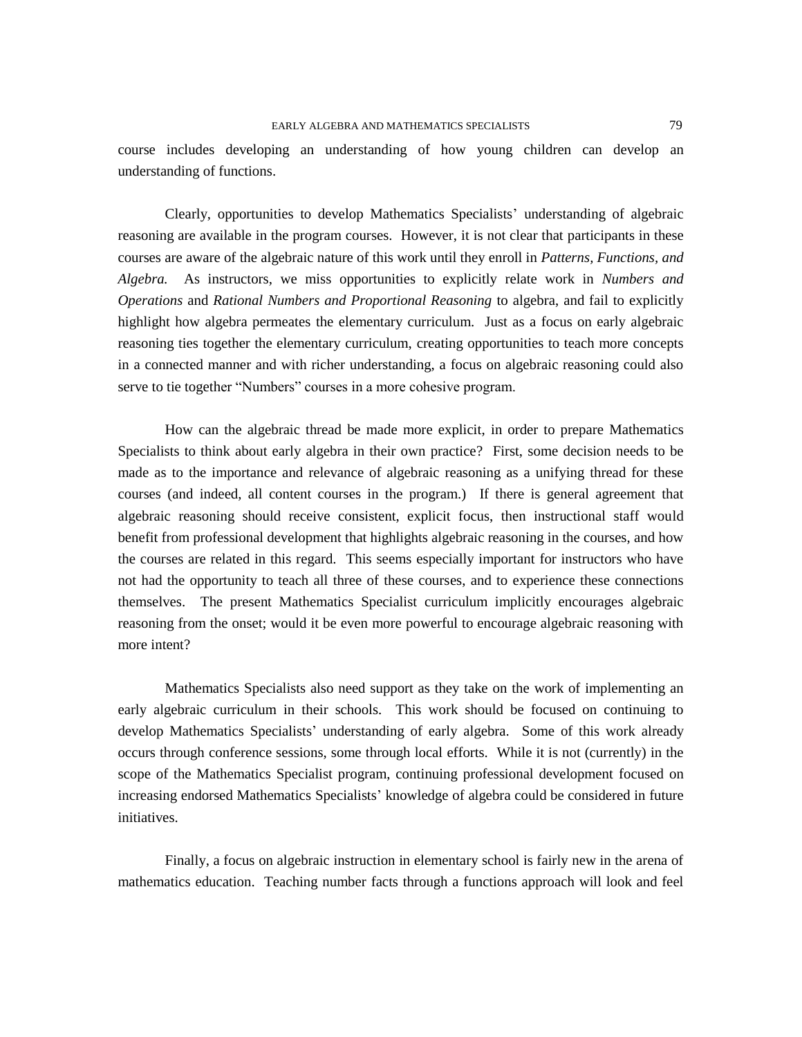course includes developing an understanding of how young children can develop an understanding of functions.

Clearly, opportunities to develop Mathematics Specialists' understanding of algebraic reasoning are available in the program courses. However, it is not clear that participants in these courses are aware of the algebraic nature of this work until they enroll in *Patterns, Functions, and Algebra.* As instructors, we miss opportunities to explicitly relate work in *Numbers and Operations* and *Rational Numbers and Proportional Reasoning* to algebra, and fail to explicitly highlight how algebra permeates the elementary curriculum. Just as a focus on early algebraic reasoning ties together the elementary curriculum, creating opportunities to teach more concepts in a connected manner and with richer understanding, a focus on algebraic reasoning could also serve to tie together "Numbers" courses in a more cohesive program.

How can the algebraic thread be made more explicit, in order to prepare Mathematics Specialists to think about early algebra in their own practice? First, some decision needs to be made as to the importance and relevance of algebraic reasoning as a unifying thread for these courses (and indeed, all content courses in the program.) If there is general agreement that algebraic reasoning should receive consistent, explicit focus, then instructional staff would benefit from professional development that highlights algebraic reasoning in the courses, and how the courses are related in this regard. This seems especially important for instructors who have not had the opportunity to teach all three of these courses, and to experience these connections themselves. The present Mathematics Specialist curriculum implicitly encourages algebraic reasoning from the onset; would it be even more powerful to encourage algebraic reasoning with more intent?

Mathematics Specialists also need support as they take on the work of implementing an early algebraic curriculum in their schools. This work should be focused on continuing to develop Mathematics Specialists' understanding of early algebra. Some of this work already occurs through conference sessions, some through local efforts. While it is not (currently) in the scope of the Mathematics Specialist program, continuing professional development focused on increasing endorsed Mathematics Specialists' knowledge of algebra could be considered in future initiatives.

Finally, a focus on algebraic instruction in elementary school is fairly new in the arena of mathematics education. Teaching number facts through a functions approach will look and feel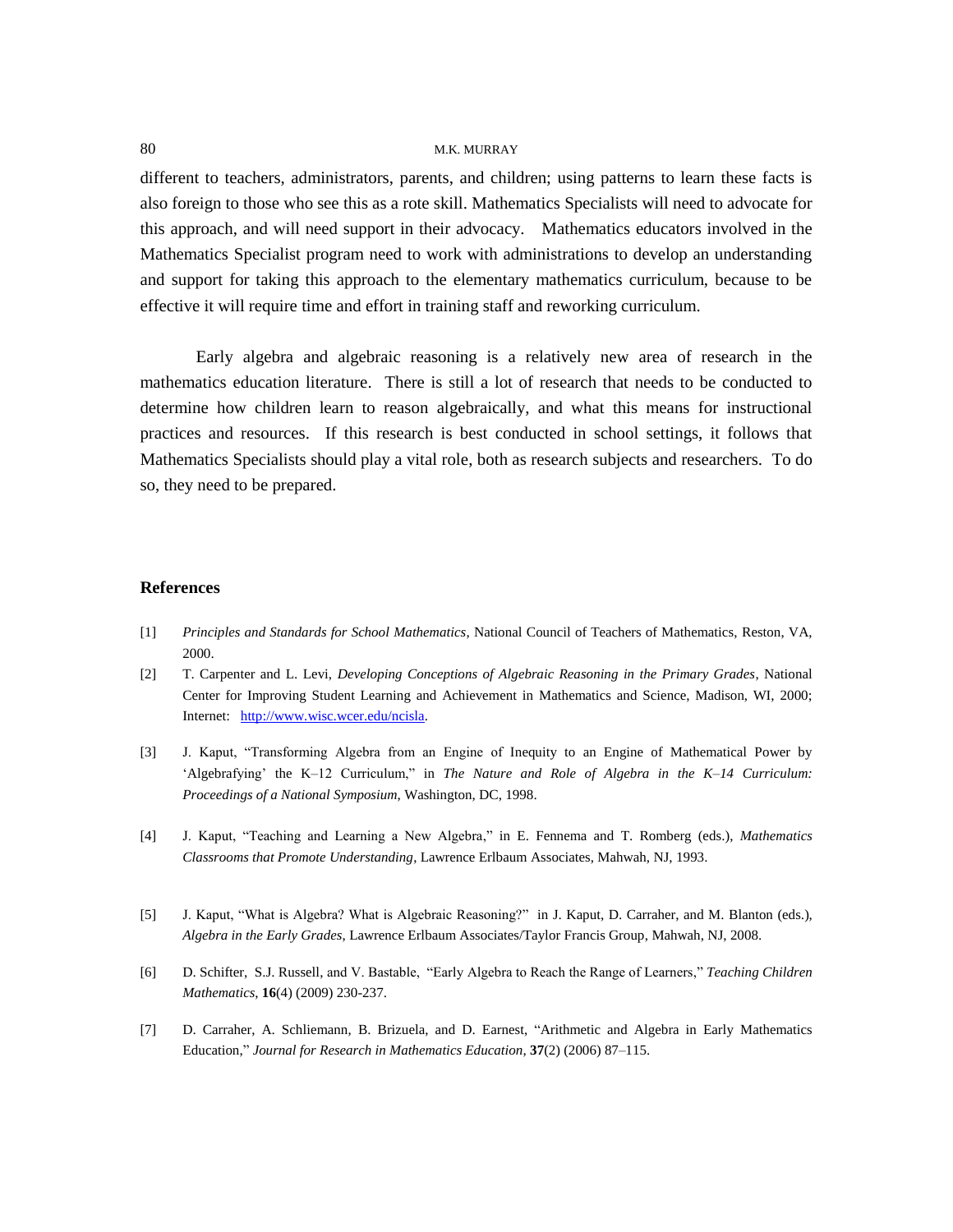different to teachers, administrators, parents, and children; using patterns to learn these facts is also foreign to those who see this as a rote skill. Mathematics Specialists will need to advocate for this approach, and will need support in their advocacy. Mathematics educators involved in the Mathematics Specialist program need to work with administrations to develop an understanding and support for taking this approach to the elementary mathematics curriculum, because to be effective it will require time and effort in training staff and reworking curriculum.

Early algebra and algebraic reasoning is a relatively new area of research in the mathematics education literature. There is still a lot of research that needs to be conducted to determine how children learn to reason algebraically, and what this means for instructional practices and resources. If this research is best conducted in school settings, it follows that Mathematics Specialists should play a vital role, both as research subjects and researchers. To do so, they need to be prepared.

## References

[1] *Principles and Standards for School Mathematics*, National Council of Teachers of Mathematics, Reston, VA, 2000.

[2] T. Carpenter and L. Levi, *Developing Conceptions of Algebraic Reasoning in the Primary Grades*, National Center for Improving Student Learning and Achievement in Mathematics and Science, Madison, WI, 2000; Internet: http://www.wisc.wcer.edu/ncisla.

[3] J. Kaput, "Transforming Algebra from an Engine of Inequity to an Engine of Mathematical Power by 'Algebrafying' the K–12 Curriculum," in *The Nature and Role of Algebra in the K–14 Curriculum: Proceedings of a National Symposium*, Washington, DC, 1998.

[4] J. Kaput, "Teaching and Learning a New Algebra," in E. Fennema and T. Romberg (eds.), *Mathematics Classrooms that Promote Understanding*, Lawrence Erlbaum Associates, Mahwah, NJ, 1993.

[5] J. Kaput, "What is Algebra? What is Algebraic Reasoning?" in J. Kaput, D. Carraher, and M. Blanton (eds.), *Algebra in the Early Grades*, Lawrence Erlbaum Associates/Taylor Francis Group, Mahwah, NJ, 2008.

[6] D. Schifter, S.J. Russell, and V. Bastable, "Early Algebra to Reach the Range of Learners," *Teaching Children Mathematics*, **16**(4) (2009) 230-237.

[7] D. Carraher, A. Schliemann, B. Brizuela, and D. Earnest, "Arithmetic and Algebra in Early Mathematics Education," *Journal for Research in Mathematics Education*, **37**(2) (2006) 87–115.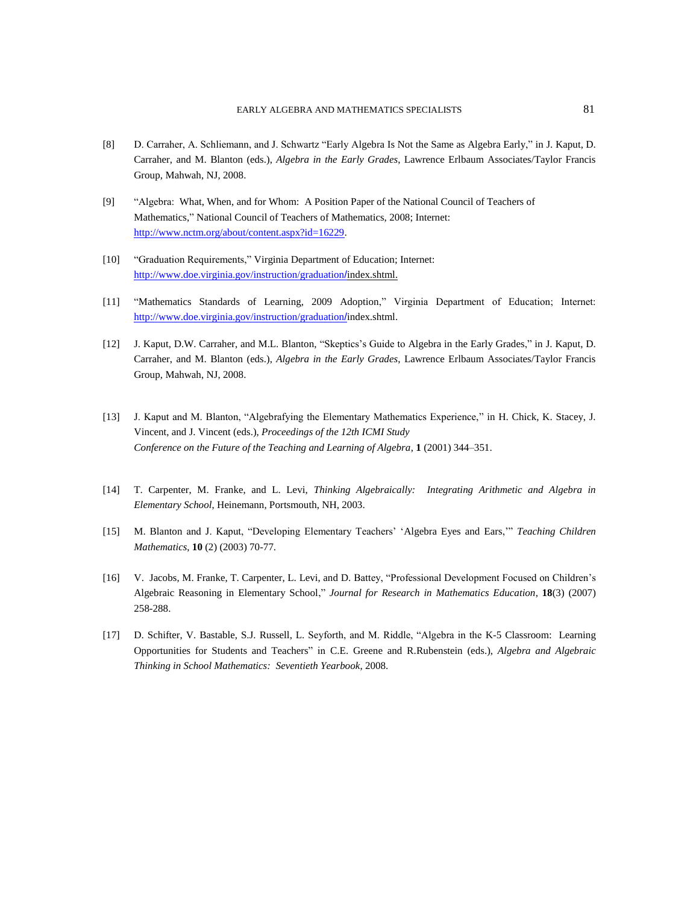[8] D. Carraher, A. Schliemann, and J. Schwartz "Early Algebra Is Not the Same as Algebra Early," in J. Kaput, D. Carraher, and M. Blanton (eds.), *Algebra in the Early Grades*, Lawrence Erlbaum Associates/Taylor Francis Group, Mahwah, NJ, 2008.

[9] "Algebra: What, When, and for Whom: A Position Paper of the National Council of Teachers of Mathematics," National Council of Teachers of Mathematics, 2008; Internet: http://www.nctm.org/about/content.aspx?id=16229.

[10] "Graduation Requirements," Virginia Department of Education; Internet: http://www.doe.virginia.gov/instruction/graduation/index.shtml.

[11] "Mathematics Standards of Learning, 2009 Adoption," Virginia Department of Education; Internet: http://www.doe.virginia.gov/instruction/graduation/index.shtml.

[12] J. Kaput, D.W. Carraher, and M.L. Blanton, "Skeptics's Guide to Algebra in the Early Grades," in J. Kaput, D. Carraher, and M. Blanton (eds.), *Algebra in the Early Grades*, Lawrence Erlbaum Associates/Taylor Francis Group, Mahwah, NJ, 2008.

[13] J. Kaput and M. Blanton, "Algebrafying the Elementary Mathematics Experience," in H. Chick, K. Stacey, J. Vincent, and J. Vincent (eds.), *Proceedings of the 12th ICMI Study Conference on the Future of the Teaching and Learning of Algebra*, **1** (2001) 344–351.

[14] T. Carpenter, M. Franke, and L. Levi, *Thinking Algebraically: Integrating Arithmetic and Algebra in Elementary School*, Heinemann, Portsmouth, NH, 2003.

[15] M. Blanton and J. Kaput, "Developing Elementary Teachers' 'Algebra Eyes and Ears,'" *Teaching Children Mathematics*, **10** (2) (2003) 70-77.

[16] V. Jacobs, M. Franke, T. Carpenter, L. Levi, and D. Battey, "Professional Development Focused on Children's Algebraic Reasoning in Elementary School," *Journal for Research in Mathematics Education*, **18**(3) (2007) 258-288.

[17] D. Schifter, V. Bastable, S.J. Russell, L. Seyforth, and M. Riddle, "Algebra in the K-5 Classroom: Learning Opportunities for Students and Teachers" in C.E. Greene and R.Rubenstein (eds.), *Algebra and Algebraic Thinking in School Mathematics: Seventieth Yearbook*, 2008.